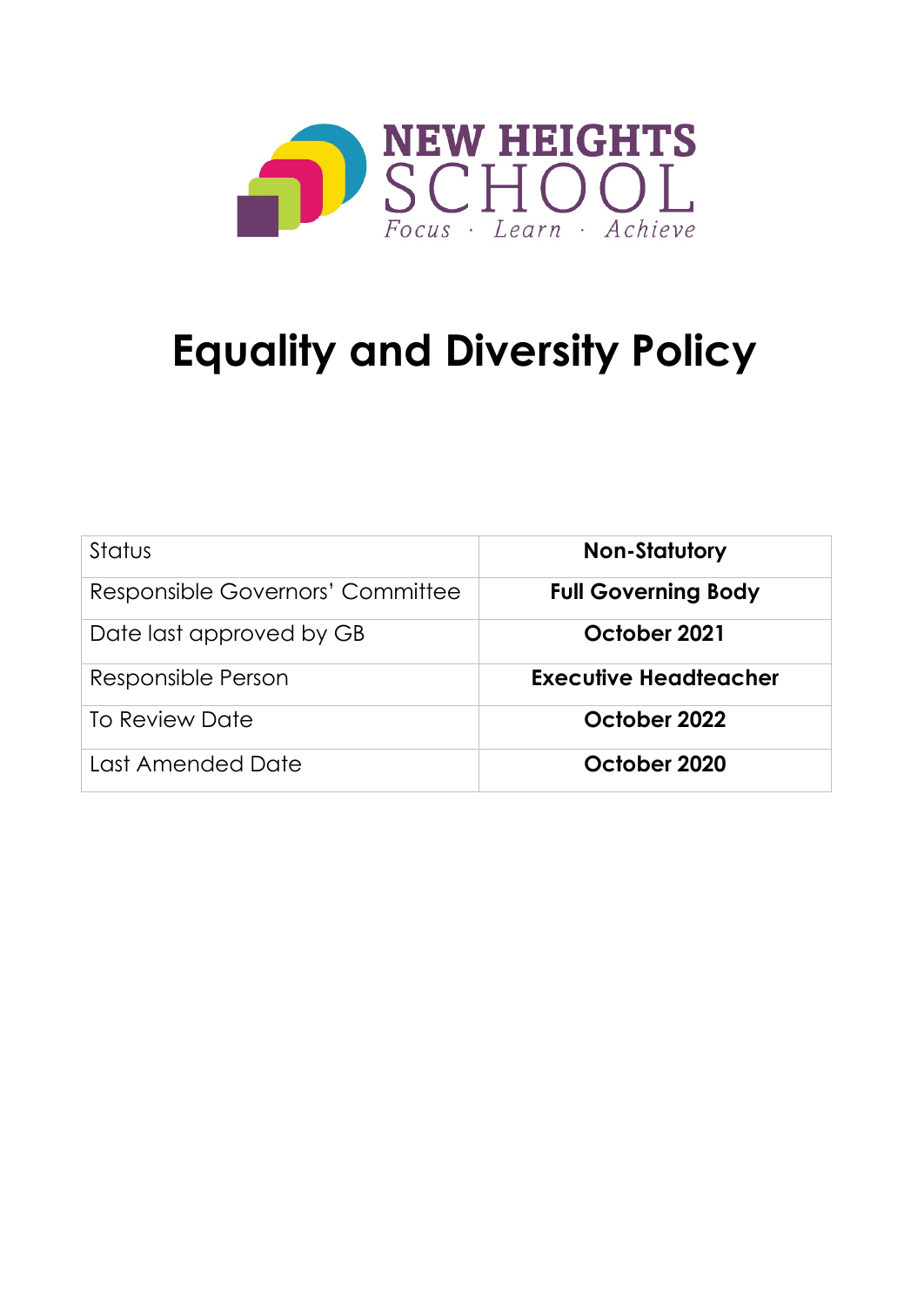NEW HEIGHTS SCHOOL

*Focus · Learn · Achieve*

# Equality and Diversity Policy

| Status | **Non-Statutory** |
|---|---|
| Responsible Governors' Committee | **Full Governing Body** |
| Date last approved by GB | **October 2021** |
| Responsible Person | **Executive Headteacher** |
| To Review Date | **October 2022** |
| Last Amended Date | **October 2020** |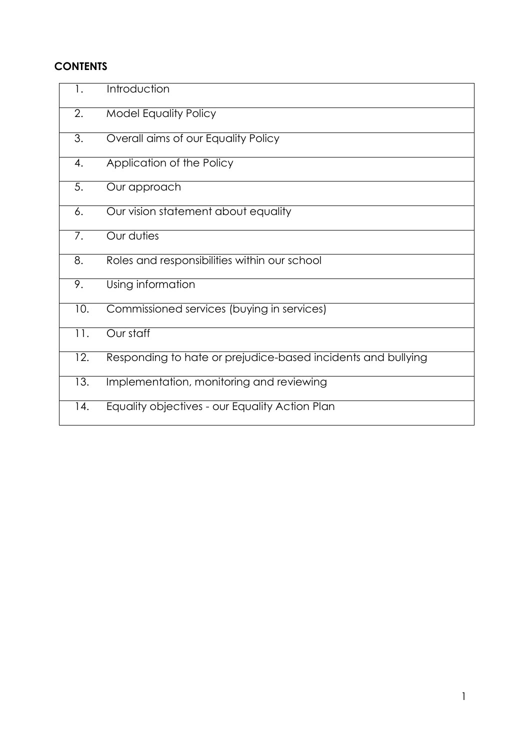**CONTENTS**

| | |
|---|---|
| 1. | Introduction |
| 2. | Model Equality Policy |
| 3. | Overall aims of our Equality Policy |
| 4. | Application of the Policy |
| 5. | Our approach |
| 6. | Our vision statement about equality |
| 7. | Our duties |
| 8. | Roles and responsibilities within our school |
| 9. | Using information |
| 10. | Commissioned services (buying in services) |
| 11. | Our staff |
| 12. | Responding to hate or prejudice-based incidents and bullying |
| 13. | Implementation, monitoring and reviewing |
| 14. | Equality objectives - our Equality Action Plan |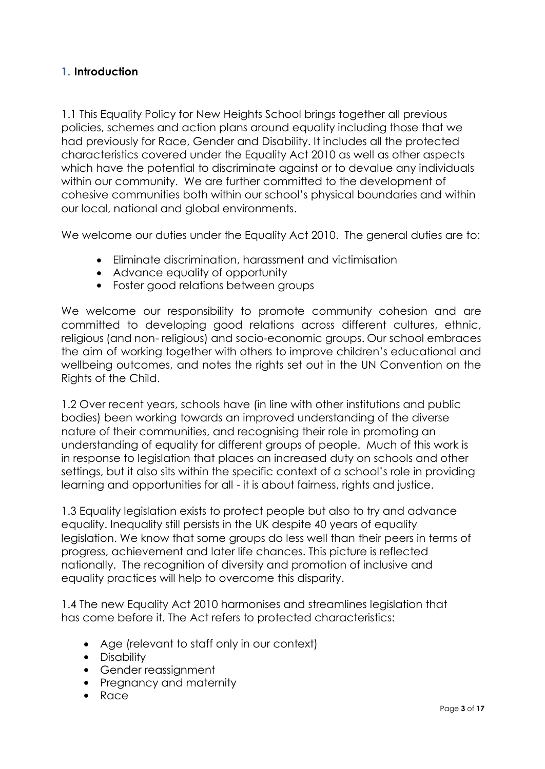## 1. Introduction

1.1 This Equality Policy for New Heights School brings together all previous policies, schemes and action plans around equality including those that we had previously for Race, Gender and Disability. It includes all the protected characteristics covered under the Equality Act 2010 as well as other aspects which have the potential to discriminate against or to devalue any individuals within our community. We are further committed to the development of cohesive communities both within our school's physical boundaries and within our local, national and global environments.

We welcome our duties under the Equality Act 2010. The general duties are to:

- Eliminate discrimination, harassment and victimisation
- Advance equality of opportunity
- Foster good relations between groups

We welcome our responsibility to promote community cohesion and are committed to developing good relations across different cultures, ethnic, religious (and non- religious) and socio-economic groups. Our school embraces the aim of working together with others to improve children's educational and wellbeing outcomes, and notes the rights set out in the UN Convention on the Rights of the Child.

1.2 Over recent years, schools have (in line with other institutions and public bodies) been working towards an improved understanding of the diverse nature of their communities, and recognising their role in promoting an understanding of equality for different groups of people. Much of this work is in response to legislation that places an increased duty on schools and other settings, but it also sits within the specific context of a school's role in providing learning and opportunities for all - it is about fairness, rights and justice.

1.3 Equality legislation exists to protect people but also to try and advance equality. Inequality still persists in the UK despite 40 years of equality legislation. We know that some groups do less well than their peers in terms of progress, achievement and later life chances. This picture is reflected nationally. The recognition of diversity and promotion of inclusive and equality practices will help to overcome this disparity.

1.4 The new Equality Act 2010 harmonises and streamlines legislation that has come before it. The Act refers to protected characteristics:

- Age (relevant to staff only in our context)
- Disability
- Gender reassignment
- Pregnancy and maternity
- Race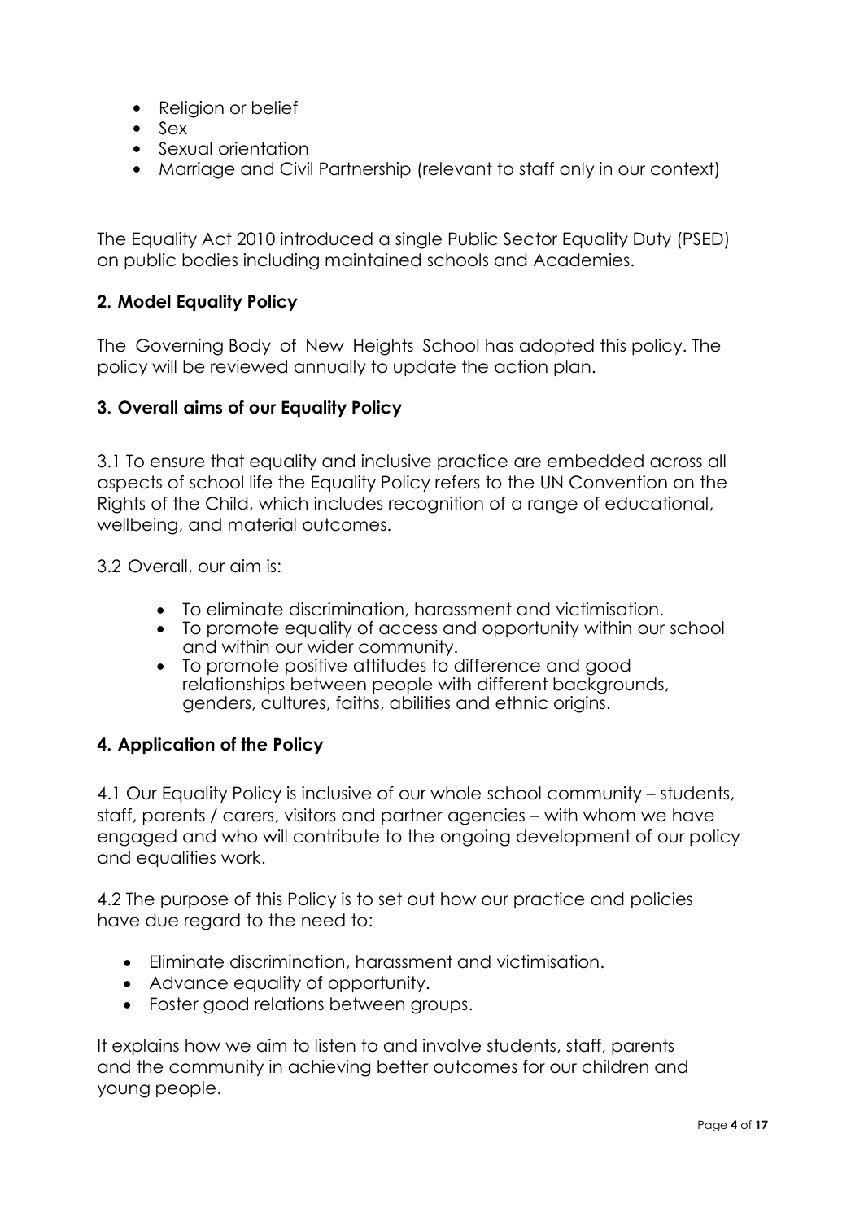- Religion or belief
- Sex
- Sexual orientation
- Marriage and Civil Partnership (relevant to staff only in our context)

The Equality Act 2010 introduced a single Public Sector Equality Duty (PSED) on public bodies including maintained schools and Academies.

### 2. Model Equality Policy

The Governing Body of New Heights School has adopted this policy. The policy will be reviewed annually to update the action plan.

### 3. Overall aims of our Equality Policy

3.1 To ensure that equality and inclusive practice are embedded across all aspects of school life the Equality Policy refers to the UN Convention on the Rights of the Child, which includes recognition of a range of educational, wellbeing, and material outcomes.

3.2 Overall, our aim is:

- To eliminate discrimination, harassment and victimisation.
- To promote equality of access and opportunity within our school and within our wider community.
- To promote positive attitudes to difference and good relationships between people with different backgrounds, genders, cultures, faiths, abilities and ethnic origins.

### 4. Application of the Policy

4.1 Our Equality Policy is inclusive of our whole school community – students, staff, parents / carers, visitors and partner agencies – with whom we have engaged and who will contribute to the ongoing development of our policy and equalities work.

4.2 The purpose of this Policy is to set out how our practice and policies have due regard to the need to:

- Eliminate discrimination, harassment and victimisation.
- Advance equality of opportunity.
- Foster good relations between groups.

It explains how we aim to listen to and involve students, staff, parents and the community in achieving better outcomes for our children and young people.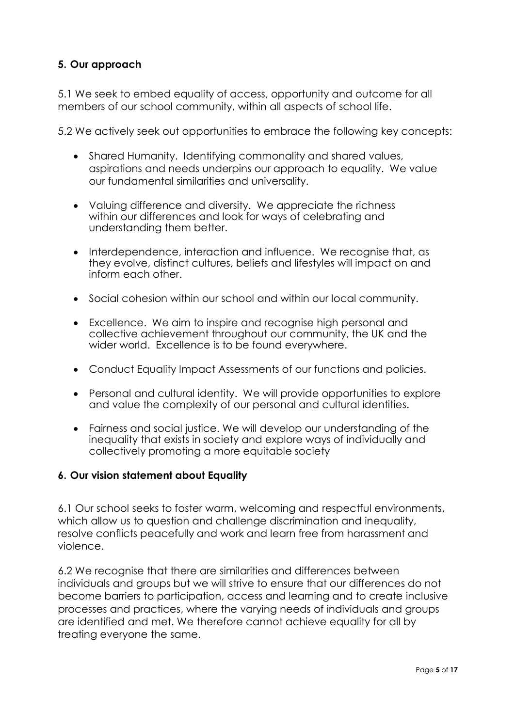### 5. Our approach

5.1 We seek to embed equality of access, opportunity and outcome for all members of our school community, within all aspects of school life.

5.2 We actively seek out opportunities to embrace the following key concepts:

- Shared Humanity. Identifying commonality and shared values, aspirations and needs underpins our approach to equality. We value our fundamental similarities and universality.
- Valuing difference and diversity. We appreciate the richness within our differences and look for ways of celebrating and understanding them better.
- Interdependence, interaction and influence. We recognise that, as they evolve, distinct cultures, beliefs and lifestyles will impact on and inform each other.
- Social cohesion within our school and within our local community.
- Excellence. We aim to inspire and recognise high personal and collective achievement throughout our community, the UK and the wider world. Excellence is to be found everywhere.
- Conduct Equality Impact Assessments of our functions and policies.
- Personal and cultural identity. We will provide opportunities to explore and value the complexity of our personal and cultural identities.
- Fairness and social justice. We will develop our understanding of the inequality that exists in society and explore ways of individually and collectively promoting a more equitable society

### 6. Our vision statement about Equality

6.1 Our school seeks to foster warm, welcoming and respectful environments, which allow us to question and challenge discrimination and inequality, resolve conflicts peacefully and work and learn free from harassment and violence.

6.2 We recognise that there are similarities and differences between individuals and groups but we will strive to ensure that our differences do not become barriers to participation, access and learning and to create inclusive processes and practices, where the varying needs of individuals and groups are identified and met. We therefore cannot achieve equality for all by treating everyone the same.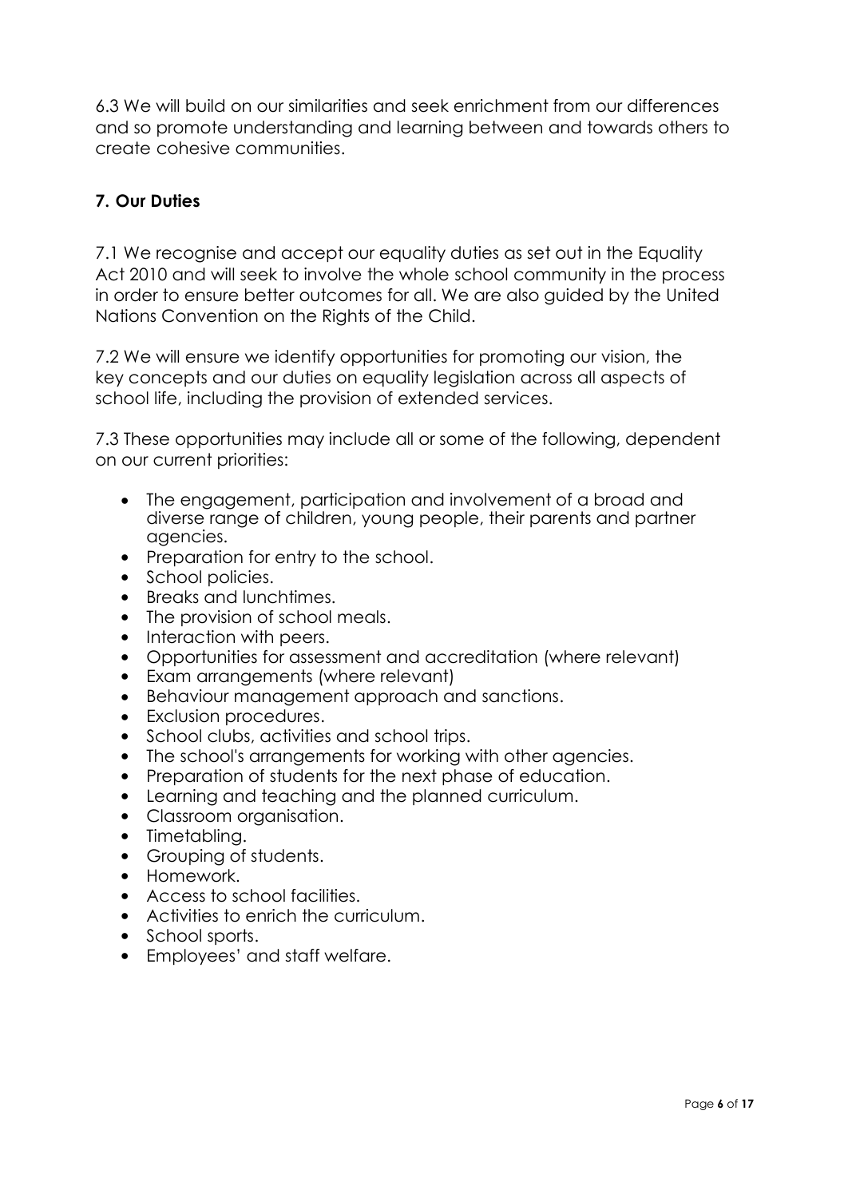6.3 We will build on our similarities and seek enrichment from our differences and so promote understanding and learning between and towards others to create cohesive communities.

## 7. Our Duties

7.1 We recognise and accept our equality duties as set out in the Equality Act 2010 and will seek to involve the whole school community in the process in order to ensure better outcomes for all. We are also guided by the United Nations Convention on the Rights of the Child.

7.2 We will ensure we identify opportunities for promoting our vision, the key concepts and our duties on equality legislation across all aspects of school life, including the provision of extended services.

7.3 These opportunities may include all or some of the following, dependent on our current priorities:

- The engagement, participation and involvement of a broad and diverse range of children, young people, their parents and partner agencies.
- Preparation for entry to the school.
- School policies.
- Breaks and lunchtimes.
- The provision of school meals.
- Interaction with peers.
- Opportunities for assessment and accreditation (where relevant)
- Exam arrangements (where relevant)
- Behaviour management approach and sanctions.
- Exclusion procedures.
- School clubs, activities and school trips.
- The school's arrangements for working with other agencies.
- Preparation of students for the next phase of education.
- Learning and teaching and the planned curriculum.
- Classroom organisation.
- Timetabling.
- Grouping of students.
- Homework.
- Access to school facilities.
- Activities to enrich the curriculum.
- School sports.
- Employees' and staff welfare.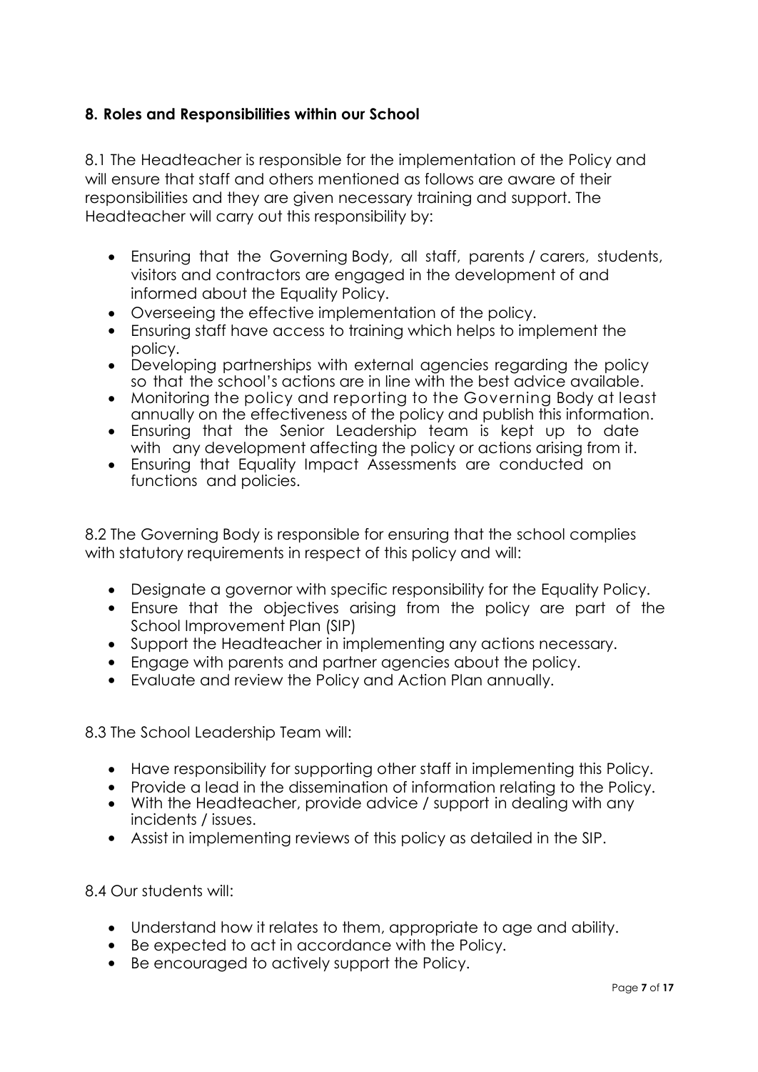## 8. Roles and Responsibilities within our School

8.1 The Headteacher is responsible for the implementation of the Policy and will ensure that staff and others mentioned as follows are aware of their responsibilities and they are given necessary training and support. The Headteacher will carry out this responsibility by:

- Ensuring that the Governing Body, all staff, parents / carers, students, visitors and contractors are engaged in the development of and informed about the Equality Policy.
- Overseeing the effective implementation of the policy.
- Ensuring staff have access to training which helps to implement the policy.
- Developing partnerships with external agencies regarding the policy so that the school's actions are in line with the best advice available.
- Monitoring the policy and reporting to the Governing Body at least annually on the effectiveness of the policy and publish this information.
- Ensuring that the Senior Leadership team is kept up to date with any development affecting the policy or actions arising from it.
- Ensuring that Equality Impact Assessments are conducted on functions and policies.

8.2 The Governing Body is responsible for ensuring that the school complies with statutory requirements in respect of this policy and will:

- Designate a governor with specific responsibility for the Equality Policy.
- Ensure that the objectives arising from the policy are part of the School Improvement Plan (SIP)
- Support the Headteacher in implementing any actions necessary.
- Engage with parents and partner agencies about the policy.
- Evaluate and review the Policy and Action Plan annually.

8.3 The School Leadership Team will:

- Have responsibility for supporting other staff in implementing this Policy.
- Provide a lead in the dissemination of information relating to the Policy.
- With the Headteacher, provide advice / support in dealing with any incidents / issues.
- Assist in implementing reviews of this policy as detailed in the SIP.

8.4 Our students will:

- Understand how it relates to them, appropriate to age and ability.
- Be expected to act in accordance with the Policy.
- Be encouraged to actively support the Policy.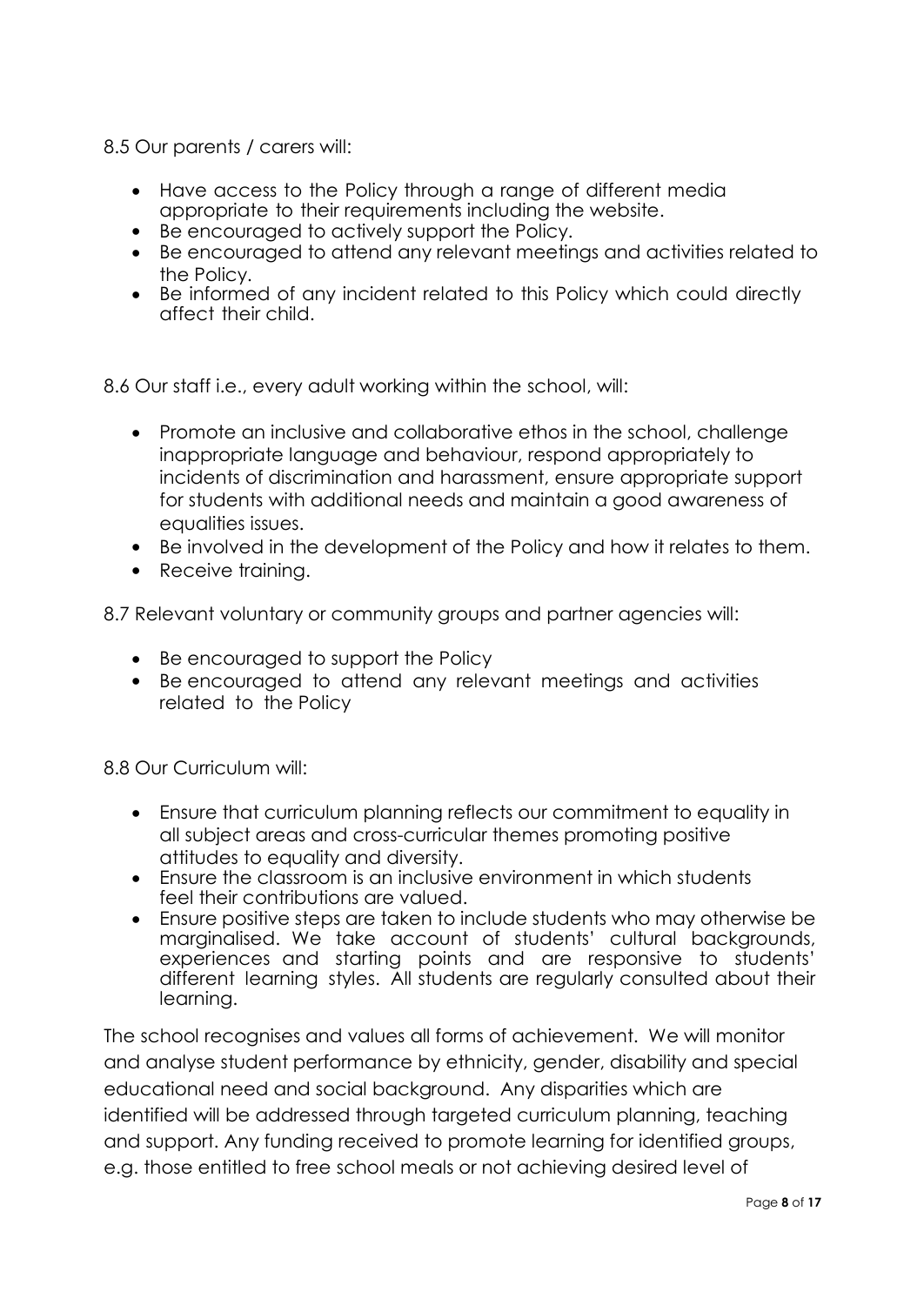8.5 Our parents / carers will:

- Have access to the Policy through a range of different media appropriate to their requirements including the website.
- Be encouraged to actively support the Policy.
- Be encouraged to attend any relevant meetings and activities related to the Policy.
- Be informed of any incident related to this Policy which could directly affect their child.

8.6 Our staff i.e., every adult working within the school, will:

- Promote an inclusive and collaborative ethos in the school, challenge inappropriate language and behaviour, respond appropriately to incidents of discrimination and harassment, ensure appropriate support for students with additional needs and maintain a good awareness of equalities issues.
- Be involved in the development of the Policy and how it relates to them.
- Receive training.

8.7 Relevant voluntary or community groups and partner agencies will:

- Be encouraged to support the Policy
- Be encouraged to attend any relevant meetings and activities related to the Policy

8.8 Our Curriculum will:

- Ensure that curriculum planning reflects our commitment to equality in all subject areas and cross-curricular themes promoting positive attitudes to equality and diversity.
- Ensure the classroom is an inclusive environment in which students feel their contributions are valued.
- Ensure positive steps are taken to include students who may otherwise be marginalised. We take account of students' cultural backgrounds, experiences and starting points and are responsive to students' different learning styles. All students are regularly consulted about their learning.

The school recognises and values all forms of achievement. We will monitor and analyse student performance by ethnicity, gender, disability and special educational need and social background. Any disparities which are identified will be addressed through targeted curriculum planning, teaching and support. Any funding received to promote learning for identified groups, e.g. those entitled to free school meals or not achieving desired level of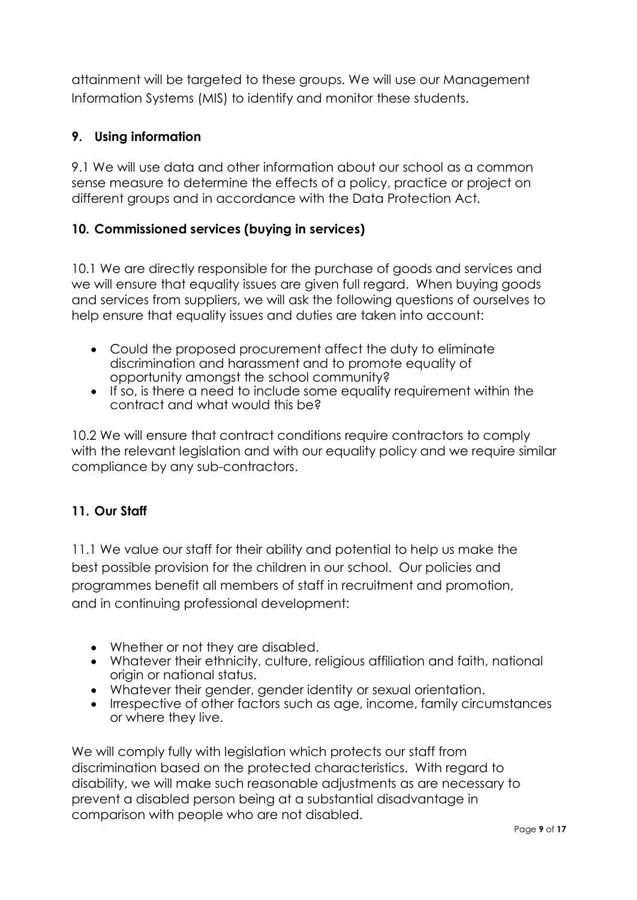attainment will be targeted to these groups. We will use our Management Information Systems (MIS) to identify and monitor these students.

## 9. Using information

9.1 We will use data and other information about our school as a common sense measure to determine the effects of a policy, practice or project on different groups and in accordance with the Data Protection Act.

## 10. Commissioned services (buying in services)

10.1 We are directly responsible for the purchase of goods and services and we will ensure that equality issues are given full regard. When buying goods and services from suppliers, we will ask the following questions of ourselves to help ensure that equality issues and duties are taken into account:

- Could the proposed procurement affect the duty to eliminate discrimination and harassment and to promote equality of opportunity amongst the school community?
- If so, is there a need to include some equality requirement within the contract and what would this be?

10.2 We will ensure that contract conditions require contractors to comply with the relevant legislation and with our equality policy and we require similar compliance by any sub-contractors.

## 11. Our Staff

11.1 We value our staff for their ability and potential to help us make the best possible provision for the children in our school. Our policies and programmes benefit all members of staff in recruitment and promotion, and in continuing professional development:

- Whether or not they are disabled.
- Whatever their ethnicity, culture, religious affiliation and faith, national origin or national status.
- Whatever their gender, gender identity or sexual orientation.
- Irrespective of other factors such as age, income, family circumstances or where they live.

We will comply fully with legislation which protects our staff from discrimination based on the protected characteristics. With regard to disability, we will make such reasonable adjustments as are necessary to prevent a disabled person being at a substantial disadvantage in comparison with people who are not disabled.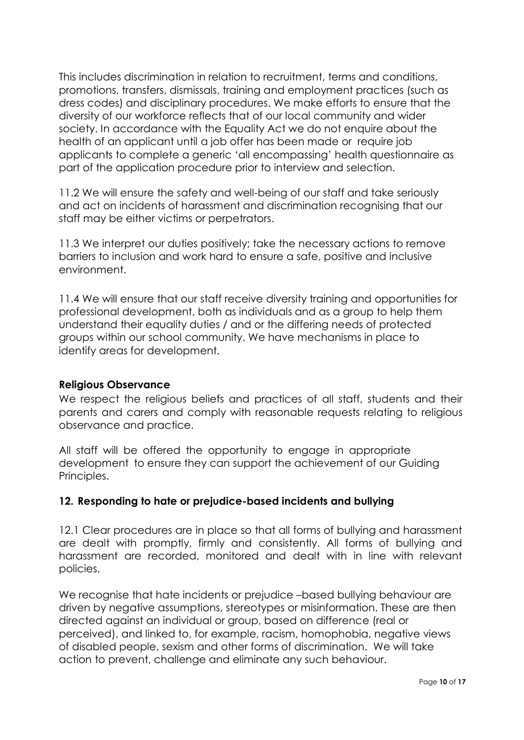This includes discrimination in relation to recruitment, terms and conditions, promotions, transfers, dismissals, training and employment practices (such as dress codes) and disciplinary procedures. We make efforts to ensure that the diversity of our workforce reflects that of our local community and wider society. In accordance with the Equality Act we do not enquire about the health of an applicant until a job offer has been made or require job applicants to complete a generic 'all encompassing' health questionnaire as part of the application procedure prior to interview and selection.

11.2 We will ensure the safety and well-being of our staff and take seriously and act on incidents of harassment and discrimination recognising that our staff may be either victims or perpetrators.

11.3 We interpret our duties positively; take the necessary actions to remove barriers to inclusion and work hard to ensure a safe, positive and inclusive environment.

11.4 We will ensure that our staff receive diversity training and opportunities for professional development, both as individuals and as a group to help them understand their equality duties / and or the differing needs of protected groups within our school community. We have mechanisms in place to identify areas for development.

**Religious Observance**

We respect the religious beliefs and practices of all staff, students and their parents and carers and comply with reasonable requests relating to religious observance and practice.

All staff will be offered the opportunity to engage in appropriate development to ensure they can support the achievement of our Guiding Principles.

## 12. Responding to hate or prejudice-based incidents and bullying

12.1 Clear procedures are in place so that all forms of bullying and harassment are dealt with promptly, firmly and consistently. All forms of bullying and harassment are recorded, monitored and dealt with in line with relevant policies.

We recognise that hate incidents or prejudice –based bullying behaviour are driven by negative assumptions, stereotypes or misinformation. These are then directed against an individual or group, based on difference (real or perceived), and linked to, for example, racism, homophobia, negative views of disabled people, sexism and other forms of discrimination. We will take action to prevent, challenge and eliminate any such behaviour.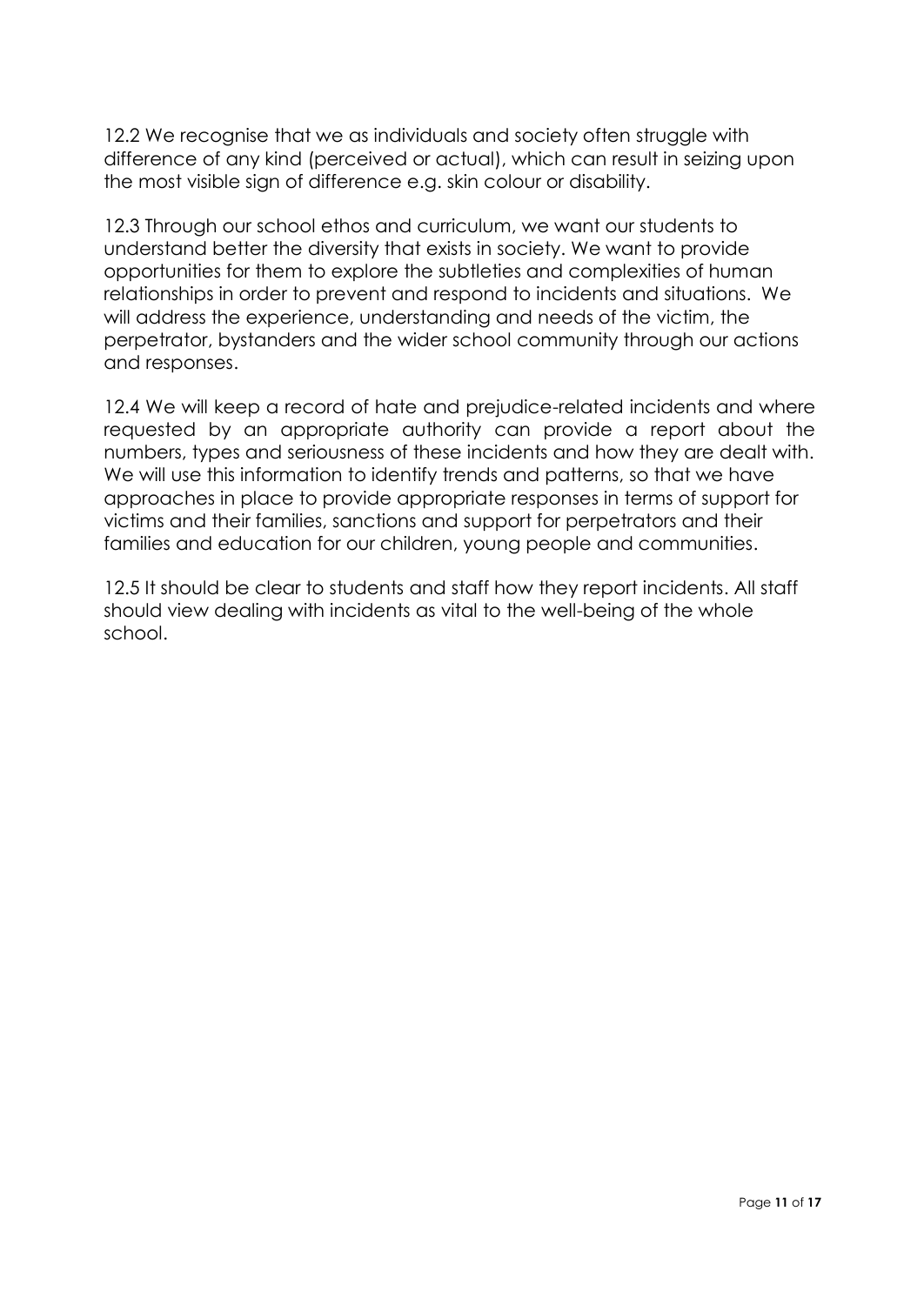12.2 We recognise that we as individuals and society often struggle with difference of any kind (perceived or actual), which can result in seizing upon the most visible sign of difference e.g. skin colour or disability.

12.3 Through our school ethos and curriculum, we want our students to understand better the diversity that exists in society. We want to provide opportunities for them to explore the subtleties and complexities of human relationships in order to prevent and respond to incidents and situations. We will address the experience, understanding and needs of the victim, the perpetrator, bystanders and the wider school community through our actions and responses.

12.4 We will keep a record of hate and prejudice-related incidents and where requested by an appropriate authority can provide a report about the numbers, types and seriousness of these incidents and how they are dealt with. We will use this information to identify trends and patterns, so that we have approaches in place to provide appropriate responses in terms of support for victims and their families, sanctions and support for perpetrators and their families and education for our children, young people and communities.

12.5 It should be clear to students and staff how they report incidents. All staff should view dealing with incidents as vital to the well-being of the whole school.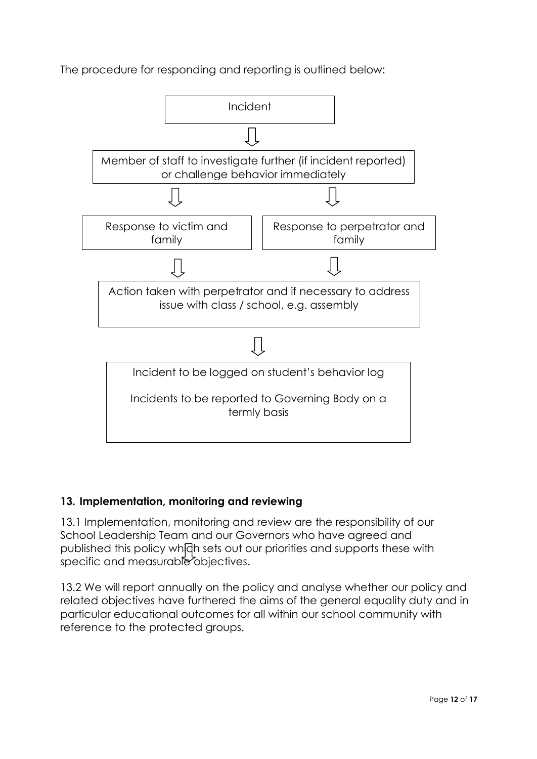The procedure for responding and reporting is outlined below:

Incident

⇩

Member of staff to investigate further (if incident reported) or challenge behavior immediately

⇩ ⇩

| Response to victim and family | Response to perpetrator and family |
| --- | --- |

⇩ ⇩

Action taken with perpetrator and if necessary to address issue with class / school, e.g. assembly

⇩

Incident to be logged on student's behavior log

Incidents to be reported to Governing Body on a termly basis

### 13. Implementation, monitoring and reviewing

13.1 Implementation, monitoring and review are the responsibility of our School Leadership Team and our Governors who have agreed and published this policy which sets out our priorities and supports these with specific and measurable objectives.

13.2 We will report annually on the policy and analyse whether our policy and related objectives have furthered the aims of the general equality duty and in particular educational outcomes for all within our school community with reference to the protected groups.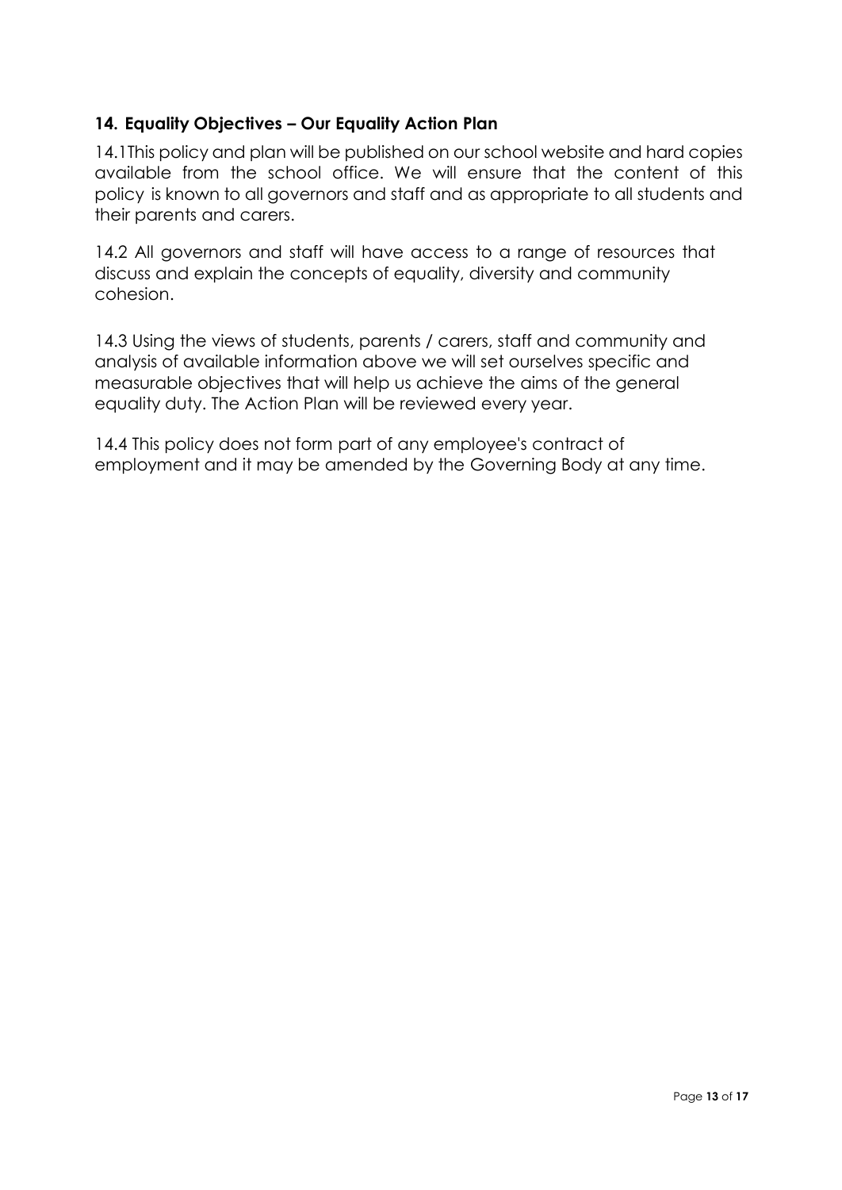## 14. Equality Objectives – Our Equality Action Plan

14.1This policy and plan will be published on our school website and hard copies available from the school office. We will ensure that the content of this policy is known to all governors and staff and as appropriate to all students and their parents and carers.

14.2 All governors and staff will have access to a range of resources that discuss and explain the concepts of equality, diversity and community cohesion.

14.3 Using the views of students, parents / carers, staff and community and analysis of available information above we will set ourselves specific and measurable objectives that will help us achieve the aims of the general equality duty. The Action Plan will be reviewed every year.

14.4 This policy does not form part of any employee's contract of employment and it may be amended by the Governing Body at any time.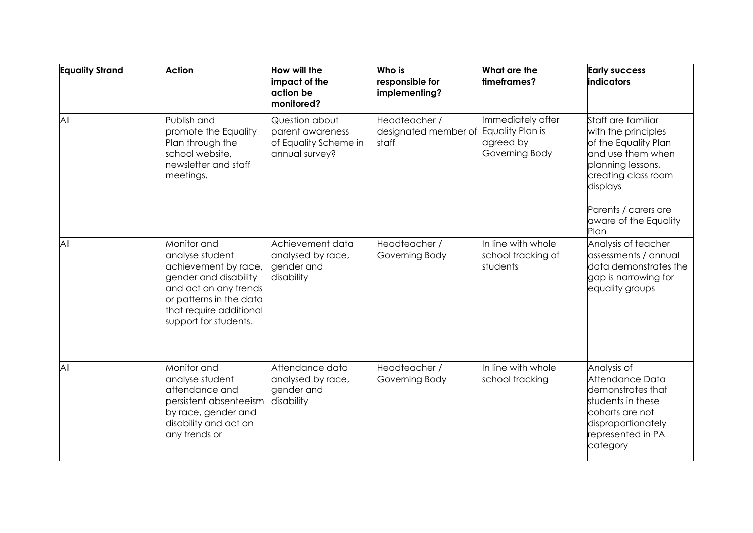| Equality Strand | Action | How will the impact of the action be monitored? | Who is responsible for implementing? | What are the timeframes? | Early success indicators |
|---|---|---|---|---|---|
| All | Publish and promote the Equality Plan through the school website, newsletter and staff meetings. | Question about parent awareness of Equality Scheme in annual survey? | Headteacher / designated member of staff | Immediately after Equality Plan is agreed by Governing Body | Staff are familiar with the principles of the Equality Plan and use them when planning lessons, creating class room displays<br><br>Parents / carers are aware of the Equality Plan |
| All | Monitor and analyse student achievement by race, gender and disability and act on any trends or patterns in the data that require additional support for students. | Achievement data analysed by race, gender and disability | Headteacher / Governing Body | In line with whole school tracking of students | Analysis of teacher assessments / annual data demonstrates the gap is narrowing for equality groups |
| All | Monitor and analyse student attendance and persistent absenteeism by race, gender and disability and act on any trends or | Attendance data analysed by race, gender and disability | Headteacher / Governing Body | In line with whole school tracking | Analysis of Attendance Data demonstrates that students in these cohorts are not disproportionately represented in PA category |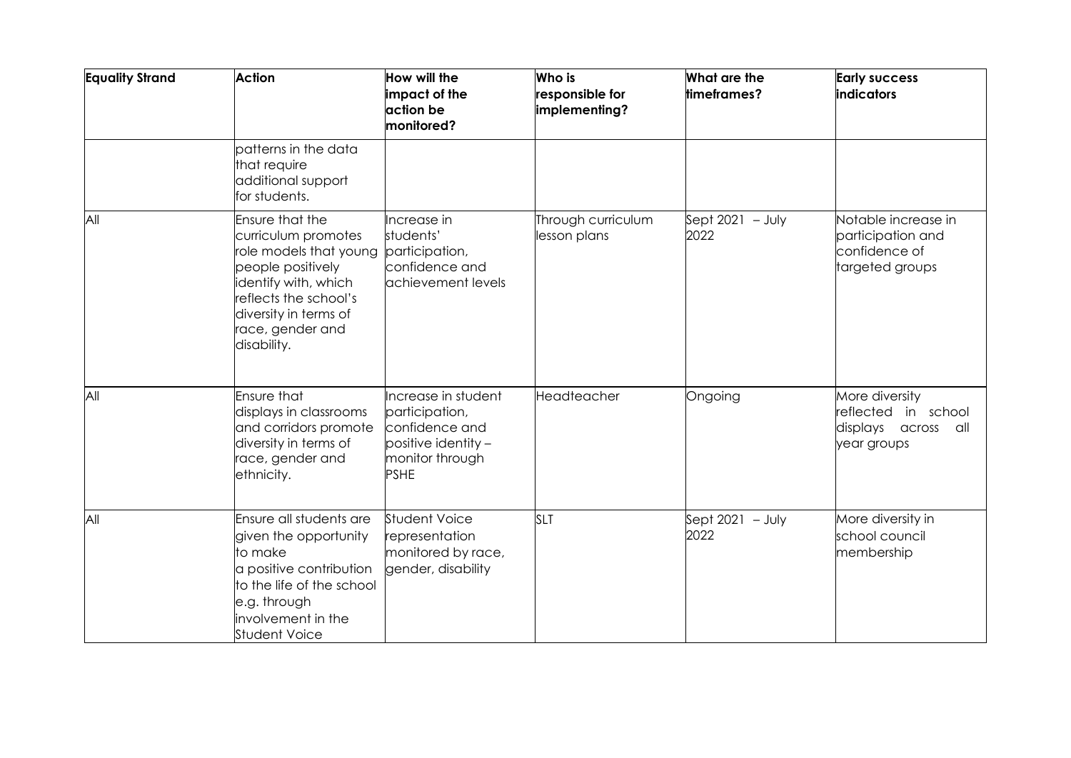| Equality Strand | Action | How will the impact of the action be monitored? | Who is responsible for implementing? | What are the timeframes? | Early success indicators |
|---|---|---|---|---|---|
| | patterns in the data that require additional support for students. | | | | |
| All | Ensure that the curriculum promotes role models that young people positively identify with, which reflects the school's diversity in terms of race, gender and disability. | Increase in students' participation, confidence and achievement levels | Through curriculum lesson plans | Sept 2021 – July 2022 | Notable increase in participation and confidence of targeted groups |
| All | Ensure that displays in classrooms and corridors promote diversity in terms of race, gender and ethnicity. | Increase in student participation, confidence and positive identity – monitor through PSHE | Headteacher | Ongoing | More diversity reflected in school displays across all year groups |
| All | Ensure all students are given the opportunity to make a positive contribution to the life of the school e.g. through involvement in the Student Voice | Student Voice representation monitored by race, gender, disability | SLT | Sept 2021 – July 2022 | More diversity in school council membership |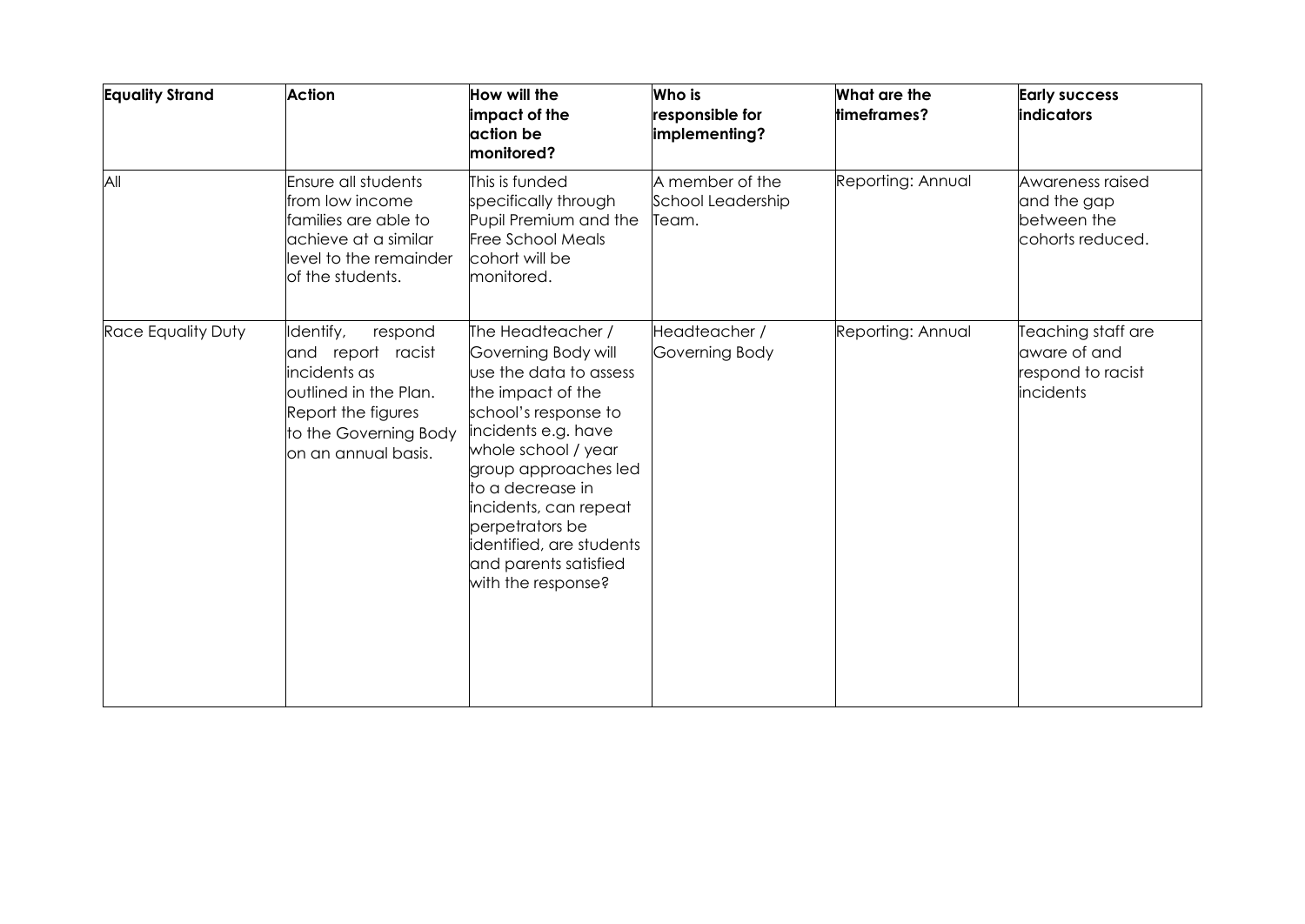| Equality Strand | Action | How will the impact of the action be monitored? | Who is responsible for implementing? | What are the timeframes? | Early success indicators |
|---|---|---|---|---|---|
| All | Ensure all students from low income families are able to achieve at a similar level to the remainder of the students. | This is funded specifically through Pupil Premium and the Free School Meals cohort will be monitored. | A member of the School Leadership Team. | Reporting: Annual | Awareness raised and the gap between the cohorts reduced. |
| Race Equality Duty | Identify, respond and report racist incidents as outlined in the Plan. Report the figures to the Governing Body on an annual basis. | The Headteacher / Governing Body will use the data to assess the impact of the school's response to incidents e.g. have whole school / year group approaches led to a decrease in incidents, can repeat perpetrators be identified, are students and parents satisfied with the response? | Headteacher / Governing Body | Reporting: Annual | Teaching staff are aware of and respond to racist incidents |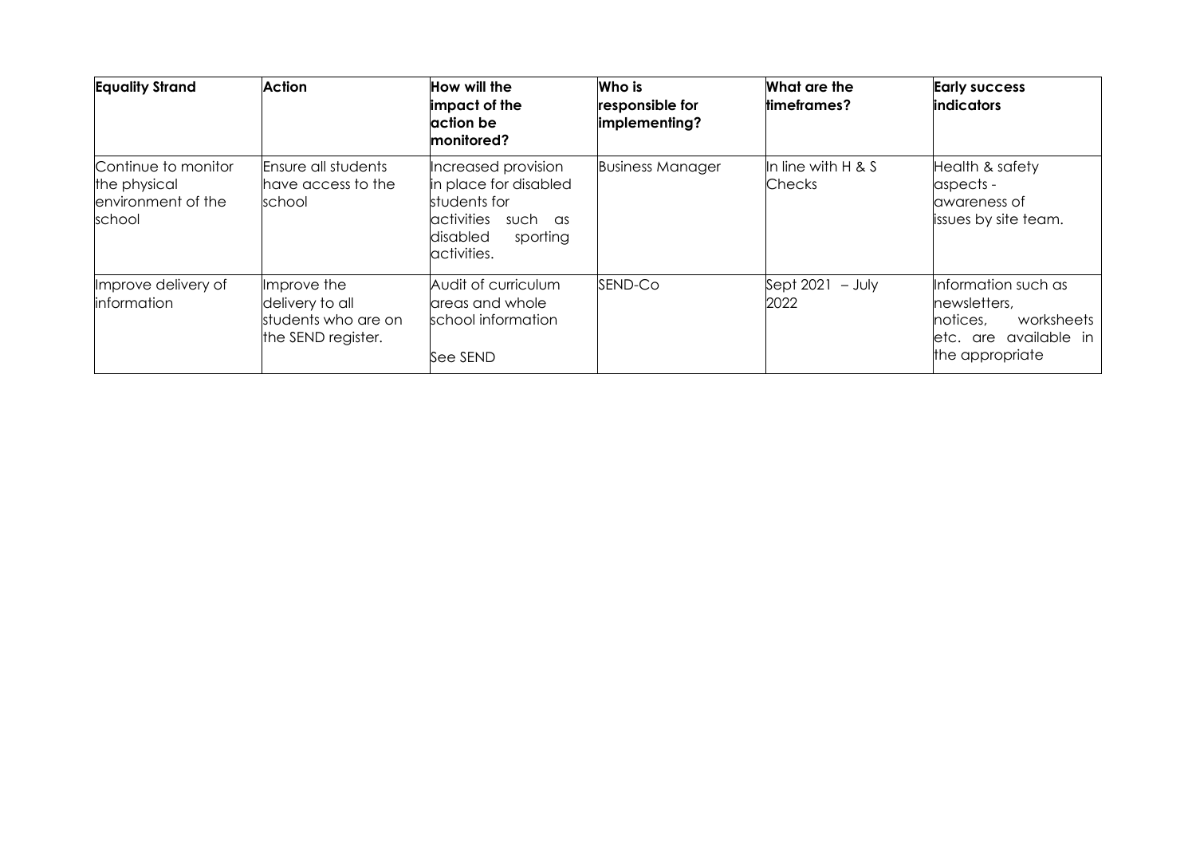| **Equality Strand** | **Action** | **How will the impact of the action be monitored?** | **Who is responsible for implementing?** | **What are the timeframes?** | **Early success indicators** |
|---|---|---|---|---|---|
| Continue to monitor the physical environment of the school | Ensure all students have access to the school | Increased provision in place for disabled students for activities such as disabled sporting activities. | Business Manager | In line with H & S Checks | Health & safety aspects - awareness of issues by site team. |
| Improve delivery of information | Improve the delivery to all students who are on the SEND register. | Audit of curriculum areas and whole school information<br><br>See SEND | SEND-Co | Sept 2021 – July 2022 | Information such as newsletters, notices, worksheets etc. are available in the appropriate |